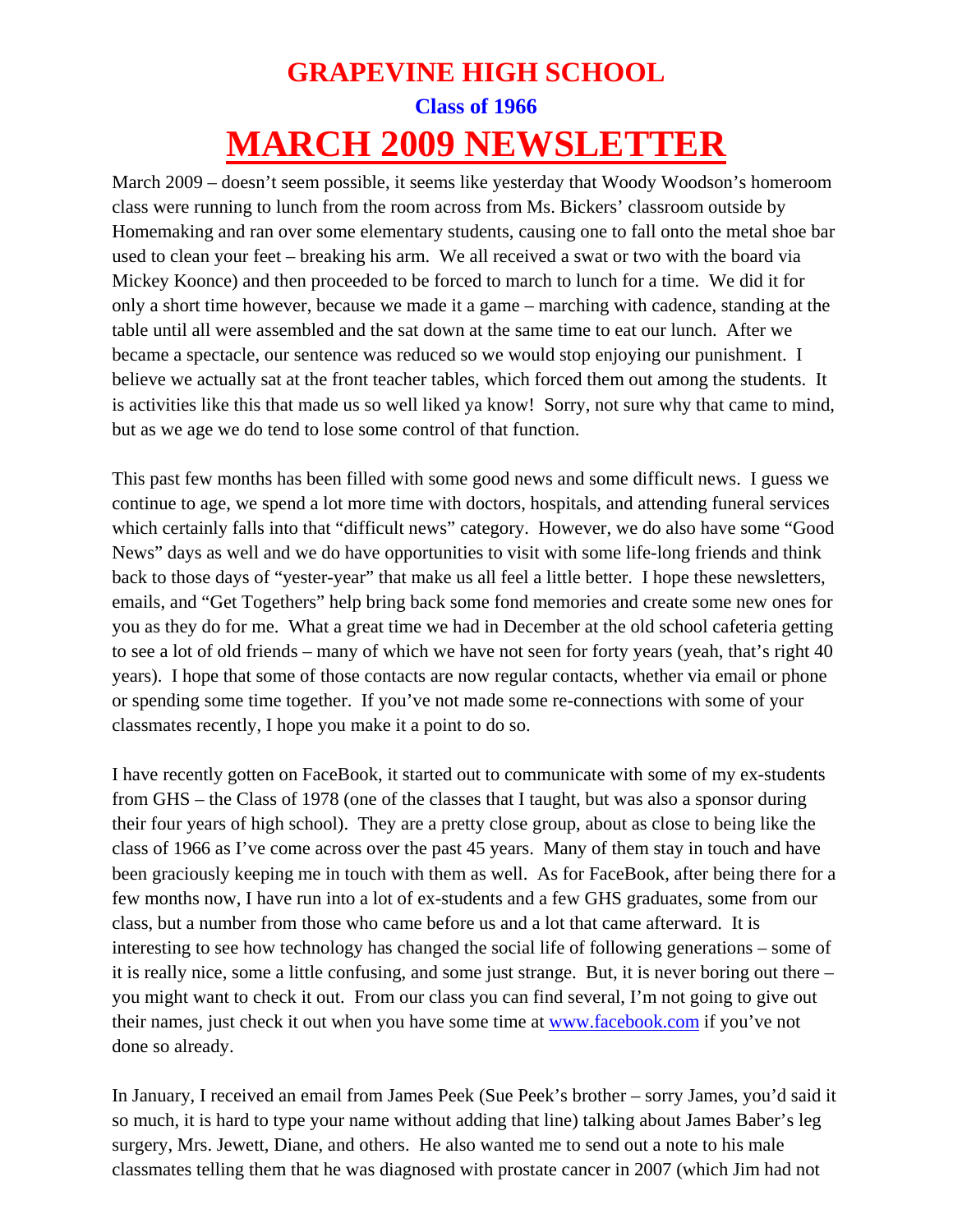# GRAPEVINE HIGH SCHOOL

## Class of 1966

# MARCH 2009 NEWSLETTER

March 2009 – doesn't seem possible, it seems like yesterday that Woody Woodson's homeroom class were running to lunch from the room across from Ms. Bickers' classroom outside by Homemaking and ran over some elementary students, causing one to fall onto the metal shoe bar used to clean your feet – breaking his arm. We all received a swat or two with the board via Mickey Koonce) and then proceeded to be forced to march to lunch for a time. We did it for only a short time however, because we made it a game – marching with cadence, standing at the table until all were assembled and the sat down at the same time to eat our lunch. After we became a spectacle, our sentence was reduced so we would stop enjoying our punishment. I believe we actually sat at the front teacher tables, which forced them out among the students. It is activities like this that made us so well liked ya know! Sorry, not sure why that came to mind, but as we age we do tend to lose some control of that function.

This past few months has been filled with some good news and some difficult news. I guess we continue to age, we spend a lot more time with doctors, hospitals, and attending funeral services which certainly falls into that "difficult news" category. However, we do also have some "Good News" days as well and we do have opportunities to visit with some life-long friends and think back to those days of "yester-year" that make us all feel a little better. I hope these newsletters, emails, and "Get Togethers" help bring back some fond memories and create some new ones for you as they do for me. What a great time we had in December at the old school cafeteria getting to see a lot of old friends – many of which we have not seen for forty years (yeah, that's right 40 years). I hope that some of those contacts are now regular contacts, whether via email or phone or spending some time together. If you've not made some re-connections with some of your classmates recently, I hope you make it a point to do so.

I have recently gotten on FaceBook, it started out to communicate with some of my ex-students from GHS – the Class of 1978 (one of the classes that I taught, but was also a sponsor during their four years of high school). They are a pretty close group, about as close to being like the class of 1966 as I've come across over the past 45 years. Many of them stay in touch and have been graciously keeping me in touch with them as well. As for FaceBook, after being there for a few months now, I have run into a lot of ex-students and a few GHS graduates, some from our class, but a number from those who came before us and a lot that came afterward. It is interesting to see how technology has changed the social life of following generations – some of it is really nice, some a little confusing, and some just strange. But, it is never boring out there – you might want to check it out. From our class you can find several, I'm not going to give out their names, just check it out when you have some time at www.facebook.com if you've not done so already.

In January, I received an email from James Peek (Sue Peek's brother – sorry James, you'd said it so much, it is hard to type your name without adding that line) talking about James Baber's leg surgery, Mrs. Jewett, Diane, and others. He also wanted me to send out a note to his male classmates telling them that he was diagnosed with prostate cancer in 2007 (which Jim had not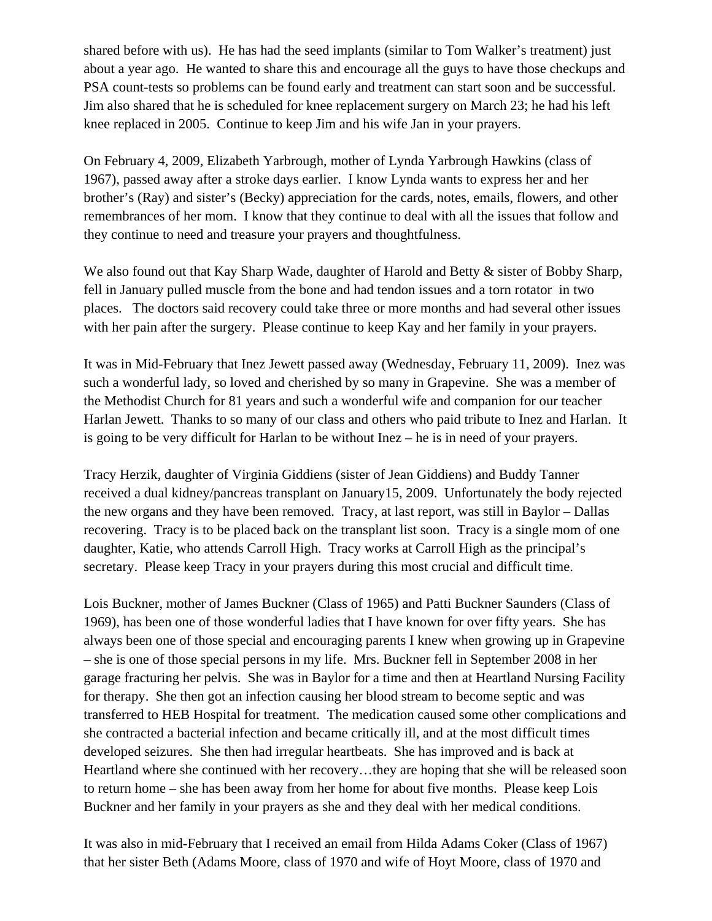shared before with us). He has had the seed implants (similar to Tom Walker's treatment) just about a year ago. He wanted to share this and encourage all the guys to have those checkups and PSA count-tests so problems can be found early and treatment can start soon and be successful. Jim also shared that he is scheduled for knee replacement surgery on March 23; he had his left knee replaced in 2005. Continue to keep Jim and his wife Jan in your prayers.

On February 4, 2009, Elizabeth Yarbrough, mother of Lynda Yarbrough Hawkins (class of 1967), passed away after a stroke days earlier. I know Lynda wants to express her and her brother's (Ray) and sister's (Becky) appreciation for the cards, notes, emails, flowers, and other remembrances of her mom. I know that they continue to deal with all the issues that follow and they continue to need and treasure your prayers and thoughtfulness.

We also found out that Kay Sharp Wade, daughter of Harold and Betty & sister of Bobby Sharp, fell in January pulled muscle from the bone and had tendon issues and a torn rotator in two places. The doctors said recovery could take three or more months and had several other issues with her pain after the surgery. Please continue to keep Kay and her family in your prayers.

It was in Mid-February that Inez Jewett passed away (Wednesday, February 11, 2009). Inez was such a wonderful lady, so loved and cherished by so many in Grapevine. She was a member of the Methodist Church for 81 years and such a wonderful wife and companion for our teacher Harlan Jewett. Thanks to so many of our class and others who paid tribute to Inez and Harlan. It is going to be very difficult for Harlan to be without Inez – he is in need of your prayers.

Tracy Herzik, daughter of Virginia Giddiens (sister of Jean Giddiens) and Buddy Tanner received a dual kidney/pancreas transplant on January15, 2009. Unfortunately the body rejected the new organs and they have been removed. Tracy, at last report, was still in Baylor – Dallas recovering. Tracy is to be placed back on the transplant list soon. Tracy is a single mom of one daughter, Katie, who attends Carroll High. Tracy works at Carroll High as the principal's secretary. Please keep Tracy in your prayers during this most crucial and difficult time.

Lois Buckner, mother of James Buckner (Class of 1965) and Patti Buckner Saunders (Class of 1969), has been one of those wonderful ladies that I have known for over fifty years. She has always been one of those special and encouraging parents I knew when growing up in Grapevine – she is one of those special persons in my life. Mrs. Buckner fell in September 2008 in her garage fracturing her pelvis. She was in Baylor for a time and then at Heartland Nursing Facility for therapy. She then got an infection causing her blood stream to become septic and was transferred to HEB Hospital for treatment. The medication caused some other complications and she contracted a bacterial infection and became critically ill, and at the most difficult times developed seizures. She then had irregular heartbeats. She has improved and is back at Heartland where she continued with her recovery…they are hoping that she will be released soon to return home – she has been away from her home for about five months. Please keep Lois Buckner and her family in your prayers as she and they deal with her medical conditions.

It was also in mid-February that I received an email from Hilda Adams Coker (Class of 1967) that her sister Beth (Adams Moore, class of 1970 and wife of Hoyt Moore, class of 1970 and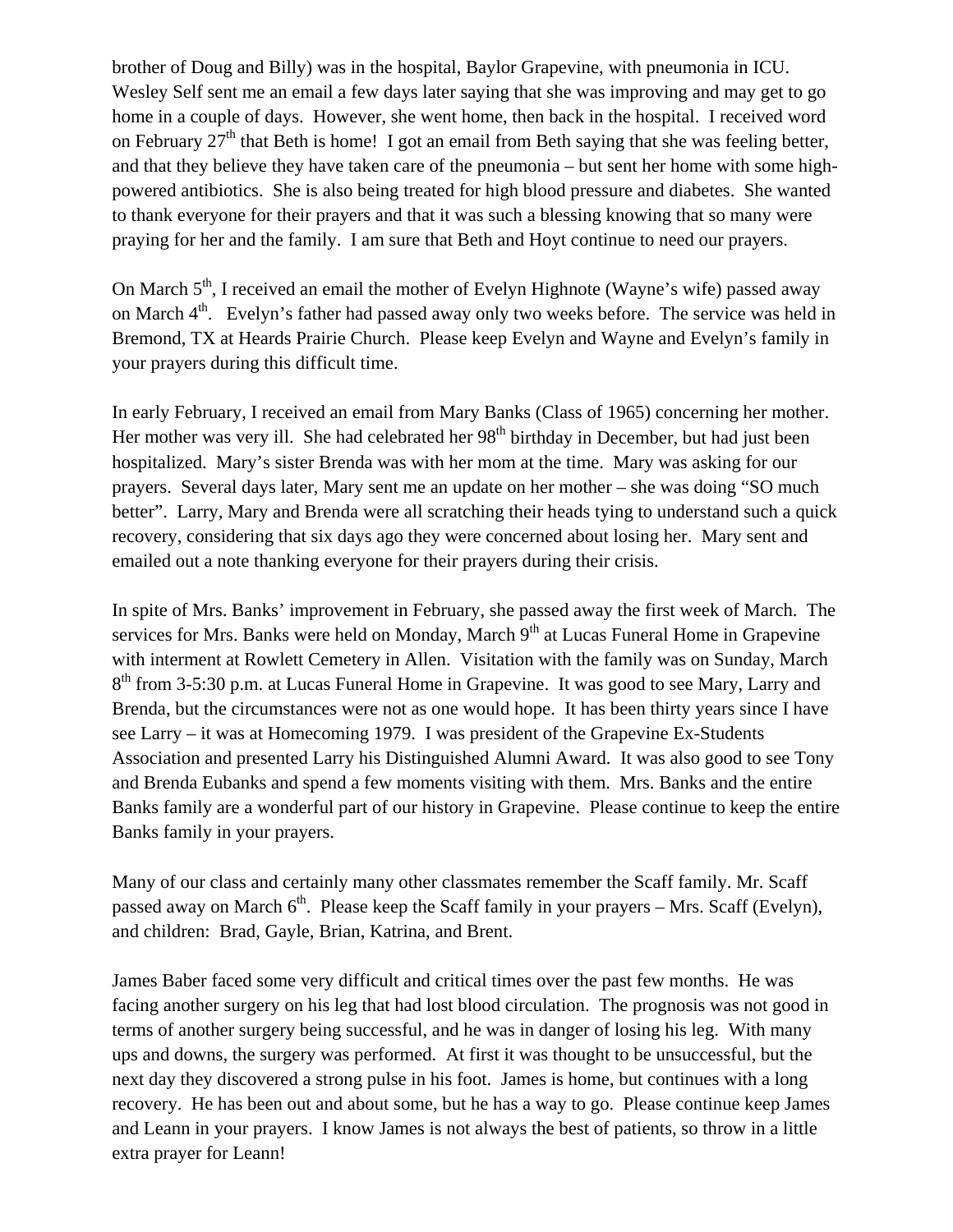brother of Doug and Billy) was in the hospital, Baylor Grapevine, with pneumonia in ICU. Wesley Self sent me an email a few days later saying that she was improving and may get to go home in a couple of days. However, she went home, then back in the hospital. I received word on February 27th that Beth is home! I got an email from Beth saying that she was feeling better, and that they believe they have taken care of the pneumonia – but sent her home with some high-powered antibiotics. She is also being treated for high blood pressure and diabetes. She wanted to thank everyone for their prayers and that it was such a blessing knowing that so many were praying for her and the family. I am sure that Beth and Hoyt continue to need our prayers.

On March 5th, I received an email the mother of Evelyn Highnote (Wayne's wife) passed away on March 4th. Evelyn's father had passed away only two weeks before. The service was held in Bremond, TX at Heards Prairie Church. Please keep Evelyn and Wayne and Evelyn's family in your prayers during this difficult time.

In early February, I received an email from Mary Banks (Class of 1965) concerning her mother. Her mother was very ill. She had celebrated her 98th birthday in December, but had just been hospitalized. Mary's sister Brenda was with her mom at the time. Mary was asking for our prayers. Several days later, Mary sent me an update on her mother – she was doing "SO much better". Larry, Mary and Brenda were all scratching their heads tying to understand such a quick recovery, considering that six days ago they were concerned about losing her. Mary sent and emailed out a note thanking everyone for their prayers during their crisis.

In spite of Mrs. Banks' improvement in February, she passed away the first week of March. The services for Mrs. Banks were held on Monday, March 9th at Lucas Funeral Home in Grapevine with interment at Rowlett Cemetery in Allen. Visitation with the family was on Sunday, March 8th from 3-5:30 p.m. at Lucas Funeral Home in Grapevine. It was good to see Mary, Larry and Brenda, but the circumstances were not as one would hope. It has been thirty years since I have see Larry – it was at Homecoming 1979. I was president of the Grapevine Ex-Students Association and presented Larry his Distinguished Alumni Award. It was also good to see Tony and Brenda Eubanks and spend a few moments visiting with them. Mrs. Banks and the entire Banks family are a wonderful part of our history in Grapevine. Please continue to keep the entire Banks family in your prayers.

Many of our class and certainly many other classmates remember the Scaff family. Mr. Scaff passed away on March 6th. Please keep the Scaff family in your prayers – Mrs. Scaff (Evelyn), and children: Brad, Gayle, Brian, Katrina, and Brent.

James Baber faced some very difficult and critical times over the past few months. He was facing another surgery on his leg that had lost blood circulation. The prognosis was not good in terms of another surgery being successful, and he was in danger of losing his leg. With many ups and downs, the surgery was performed. At first it was thought to be unsuccessful, but the next day they discovered a strong pulse in his foot. James is home, but continues with a long recovery. He has been out and about some, but he has a way to go. Please continue keep James and Leann in your prayers. I know James is not always the best of patients, so throw in a little extra prayer for Leann!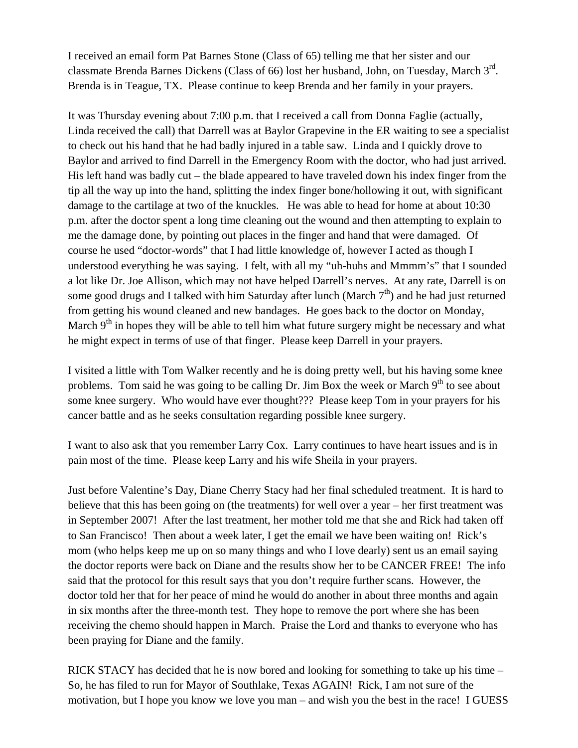I received an email form Pat Barnes Stone (Class of 65) telling me that her sister and our classmate Brenda Barnes Dickens (Class of 66) lost her husband, John, on Tuesday, March 3rd. Brenda is in Teague, TX. Please continue to keep Brenda and her family in your prayers.

It was Thursday evening about 7:00 p.m. that I received a call from Donna Faglie (actually, Linda received the call) that Darrell was at Baylor Grapevine in the ER waiting to see a specialist to check out his hand that he had badly injured in a table saw. Linda and I quickly drove to Baylor and arrived to find Darrell in the Emergency Room with the doctor, who had just arrived. His left hand was badly cut – the blade appeared to have traveled down his index finger from the tip all the way up into the hand, splitting the index finger bone/hollowing it out, with significant damage to the cartilage at two of the knuckles. He was able to head for home at about 10:30 p.m. after the doctor spent a long time cleaning out the wound and then attempting to explain to me the damage done, by pointing out places in the finger and hand that were damaged. Of course he used "doctor-words" that I had little knowledge of, however I acted as though I understood everything he was saying. I felt, with all my "uh-huhs and Mmmm's" that I sounded a lot like Dr. Joe Allison, which may not have helped Darrell's nerves. At any rate, Darrell is on some good drugs and I talked with him Saturday after lunch (March 7th) and he had just returned from getting his wound cleaned and new bandages. He goes back to the doctor on Monday, March 9th in hopes they will be able to tell him what future surgery might be necessary and what he might expect in terms of use of that finger. Please keep Darrell in your prayers.

I visited a little with Tom Walker recently and he is doing pretty well, but his having some knee problems. Tom said he was going to be calling Dr. Jim Box the week or March 9th to see about some knee surgery. Who would have ever thought??? Please keep Tom in your prayers for his cancer battle and as he seeks consultation regarding possible knee surgery.

I want to also ask that you remember Larry Cox. Larry continues to have heart issues and is in pain most of the time. Please keep Larry and his wife Sheila in your prayers.

Just before Valentine's Day, Diane Cherry Stacy had her final scheduled treatment. It is hard to believe that this has been going on (the treatments) for well over a year – her first treatment was in September 2007! After the last treatment, her mother told me that she and Rick had taken off to San Francisco! Then about a week later, I get the email we have been waiting on! Rick's mom (who helps keep me up on so many things and who I love dearly) sent us an email saying the doctor reports were back on Diane and the results show her to be CANCER FREE! The info said that the protocol for this result says that you don't require further scans. However, the doctor told her that for her peace of mind he would do another in about three months and again in six months after the three-month test. They hope to remove the port where she has been receiving the chemo should happen in March. Praise the Lord and thanks to everyone who has been praying for Diane and the family.

RICK STACY has decided that he is now bored and looking for something to take up his time – So, he has filed to run for Mayor of Southlake, Texas AGAIN! Rick, I am not sure of the motivation, but I hope you know we love you man – and wish you the best in the race! I GUESS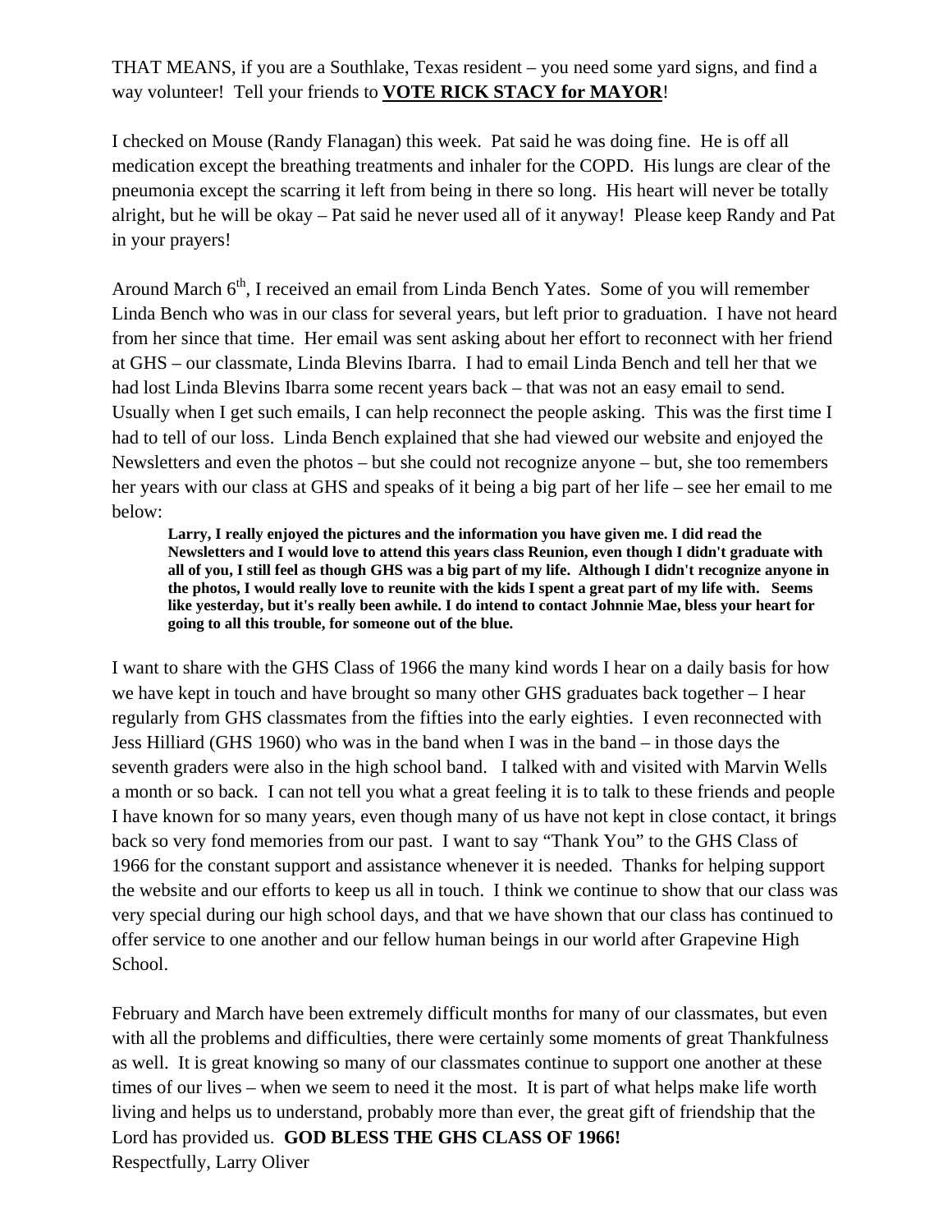THAT MEANS, if you are a Southlake, Texas resident – you need some yard signs, and find a way volunteer! Tell your friends to **VOTE RICK STACY for MAYOR**!

I checked on Mouse (Randy Flanagan) this week. Pat said he was doing fine. He is off all medication except the breathing treatments and inhaler for the COPD. His lungs are clear of the pneumonia except the scarring it left from being in there so long. His heart will never be totally alright, but he will be okay – Pat said he never used all of it anyway! Please keep Randy and Pat in your prayers!

Around March 6th, I received an email from Linda Bench Yates. Some of you will remember Linda Bench who was in our class for several years, but left prior to graduation. I have not heard from her since that time. Her email was sent asking about her effort to reconnect with her friend at GHS – our classmate, Linda Blevins Ibarra. I had to email Linda Bench and tell her that we had lost Linda Blevins Ibarra some recent years back – that was not an easy email to send. Usually when I get such emails, I can help reconnect the people asking. This was the first time I had to tell of our loss. Linda Bench explained that she had viewed our website and enjoyed the Newsletters and even the photos – but she could not recognize anyone – but, she too remembers her years with our class at GHS and speaks of it being a big part of her life – see her email to me below:

> **Larry, I really enjoyed the pictures and the information you have given me. I did read the Newsletters and I would love to attend this years class Reunion, even though I didn't graduate with all of you, I still feel as though GHS was a big part of my life. Although I didn't recognize anyone in the photos, I would really love to reunite with the kids I spent a great part of my life with. Seems like yesterday, but it's really been awhile. I do intend to contact Johnnie Mae, bless your heart for going to all this trouble, for someone out of the blue.**

I want to share with the GHS Class of 1966 the many kind words I hear on a daily basis for how we have kept in touch and have brought so many other GHS graduates back together – I hear regularly from GHS classmates from the fifties into the early eighties. I even reconnected with Jess Hilliard (GHS 1960) who was in the band when I was in the band – in those days the seventh graders were also in the high school band. I talked with and visited with Marvin Wells a month or so back. I can not tell you what a great feeling it is to talk to these friends and people I have known for so many years, even though many of us have not kept in close contact, it brings back so very fond memories from our past. I want to say "Thank You" to the GHS Class of 1966 for the constant support and assistance whenever it is needed. Thanks for helping support the website and our efforts to keep us all in touch. I think we continue to show that our class was very special during our high school days, and that we have shown that our class has continued to offer service to one another and our fellow human beings in our world after Grapevine High School.

February and March have been extremely difficult months for many of our classmates, but even with all the problems and difficulties, there were certainly some moments of great Thankfulness as well. It is great knowing so many of our classmates continue to support one another at these times of our lives – when we seem to need it the most. It is part of what helps make life worth living and helps us to understand, probably more than ever, the great gift of friendship that the Lord has provided us. **GOD BLESS THE GHS CLASS OF 1966!**
Respectfully, Larry Oliver